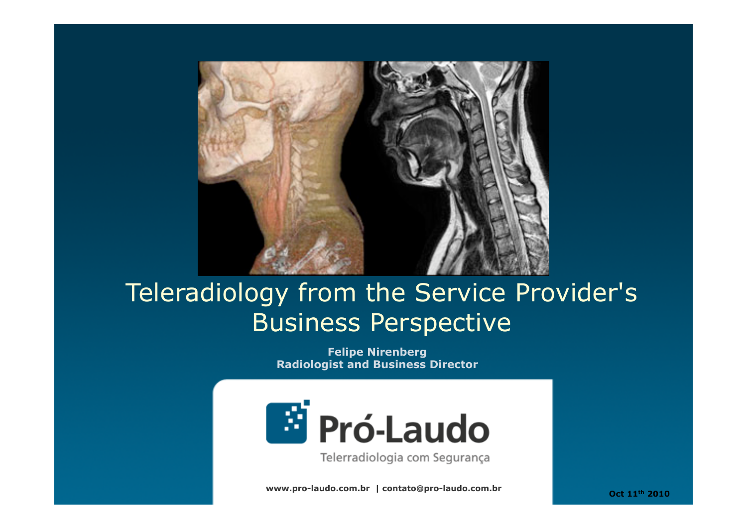# Teleradiology from the Service Provider's Business Perspective

**Felipe Nirenberg**
**Radiologist and Business Director**

Pró-Laudo

Telerradiologia com Segurança

**www.pro-laudo.com.br | contato@pro-laudo.com.br**

**Oct 11th 2010**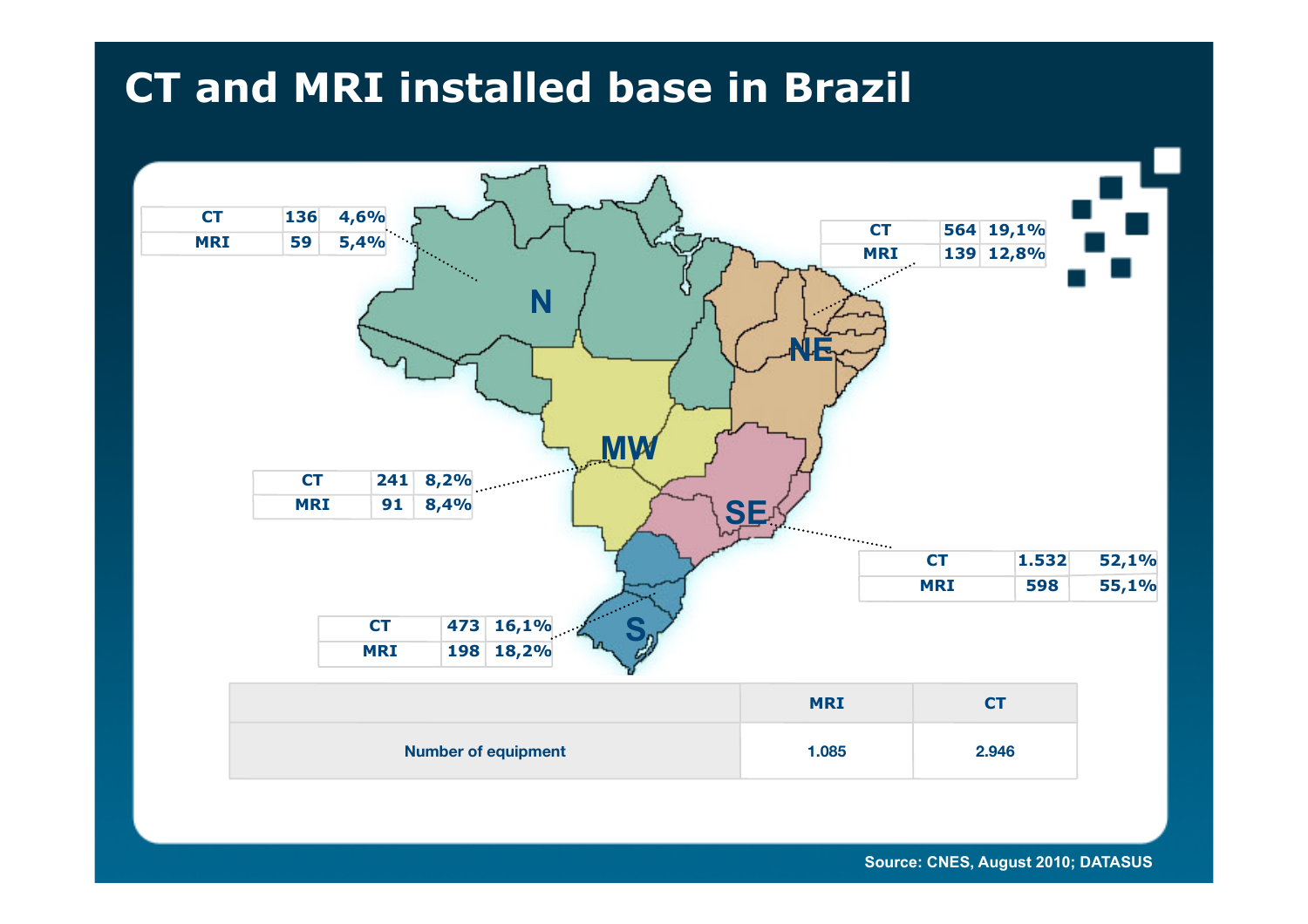# CT and MRI installed base in Brazil

**N**

| | | |
|---|---|---|
| CT | 136 | 4,6% |
| MRI | 59 | 5,4% |

**NE**

| | | |
|---|---|---|
| CT | 564 | 19,1% |
| MRI | 139 | 12,8% |

**MW**

| | | |
|---|---|---|
| CT | 241 | 8,2% |
| MRI | 91 | 8,4% |

**SE**

| | | |
|---|---|---|
| CT | 1.532 | 52,1% |
| MRI | 598 | 55,1% |

**S**

| | | |
|---|---|---|
| CT | 473 | 16,1% |
| MRI | 198 | 18,2% |

| | MRI | CT |
|---|---|---|
| Number of equipment | 1.085 | 2.946 |

Source: CNES, August 2010; DATASUS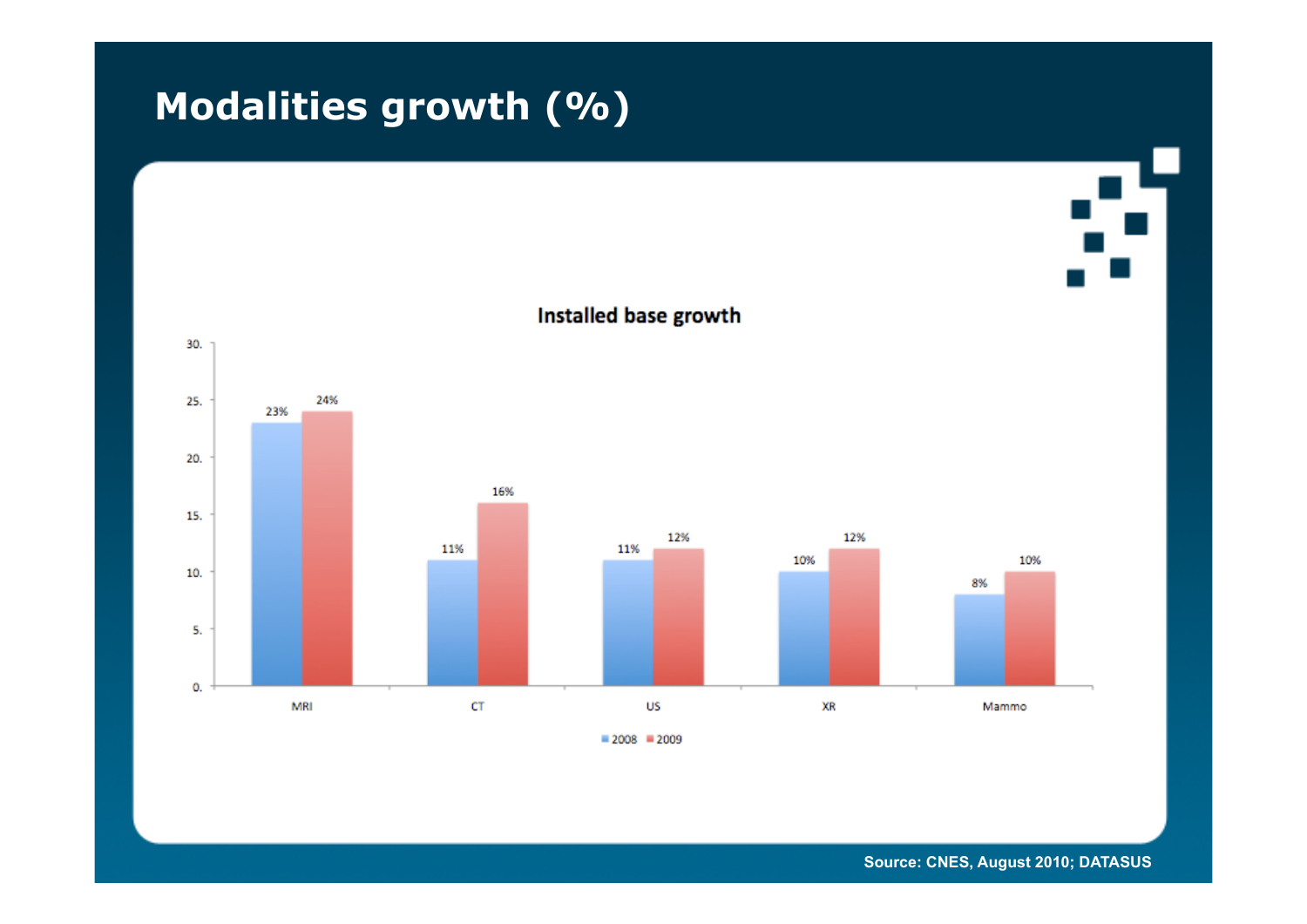# Modalities growth (%)

**Installed base growth**

| | 2008 | 2009 |
|---|---|---|
| MRI | 23% | 24% |
| CT | 11% | 16% |
| US | 11% | 12% |
| XR | 10% | 12% |
| Mammo | 8% | 10% |

**Source: CNES, August 2010; DATASUS**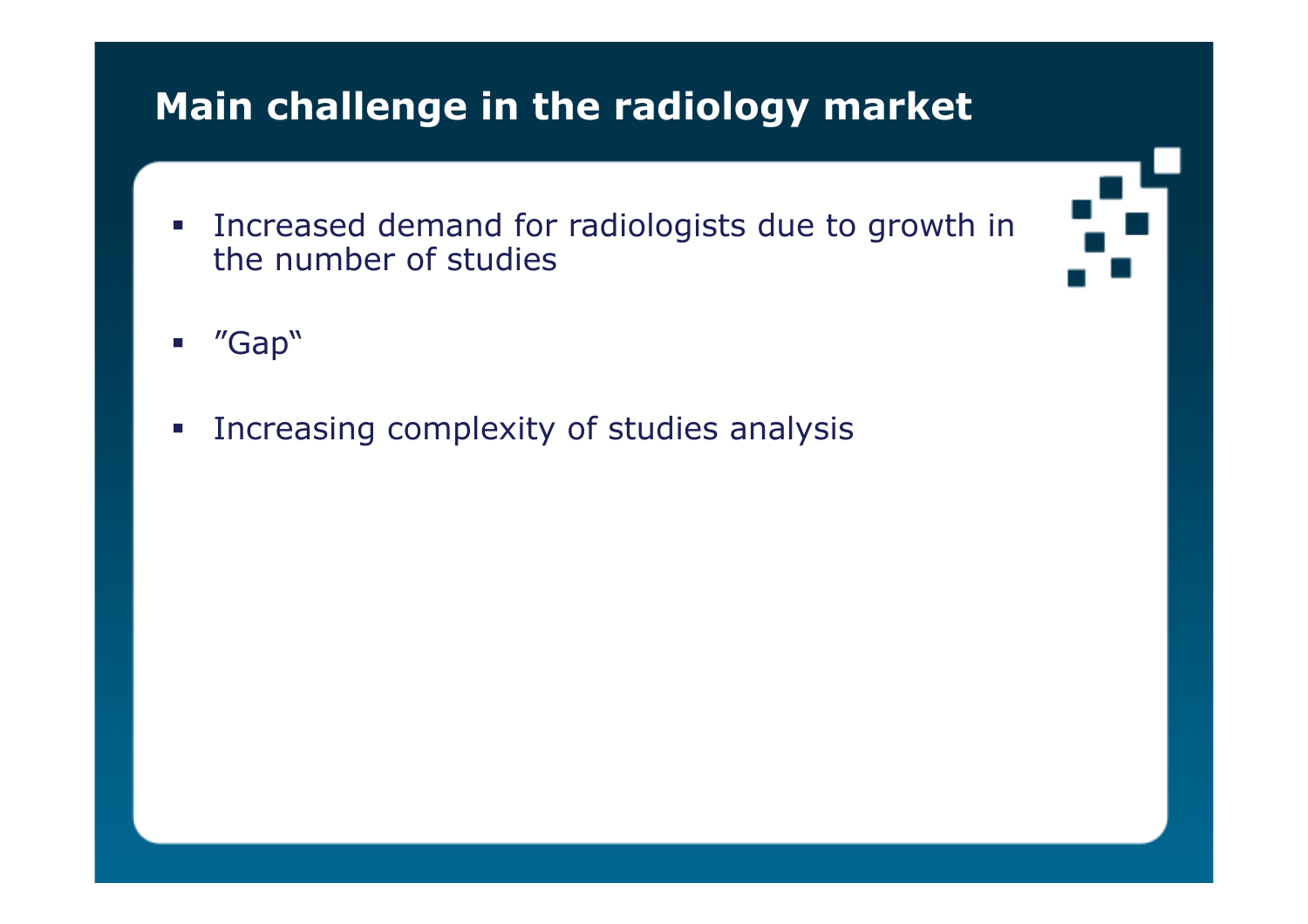# Main challenge in the radiology market

- Increased demand for radiologists due to growth in the number of studies
- ”Gap“
- Increasing complexity of studies analysis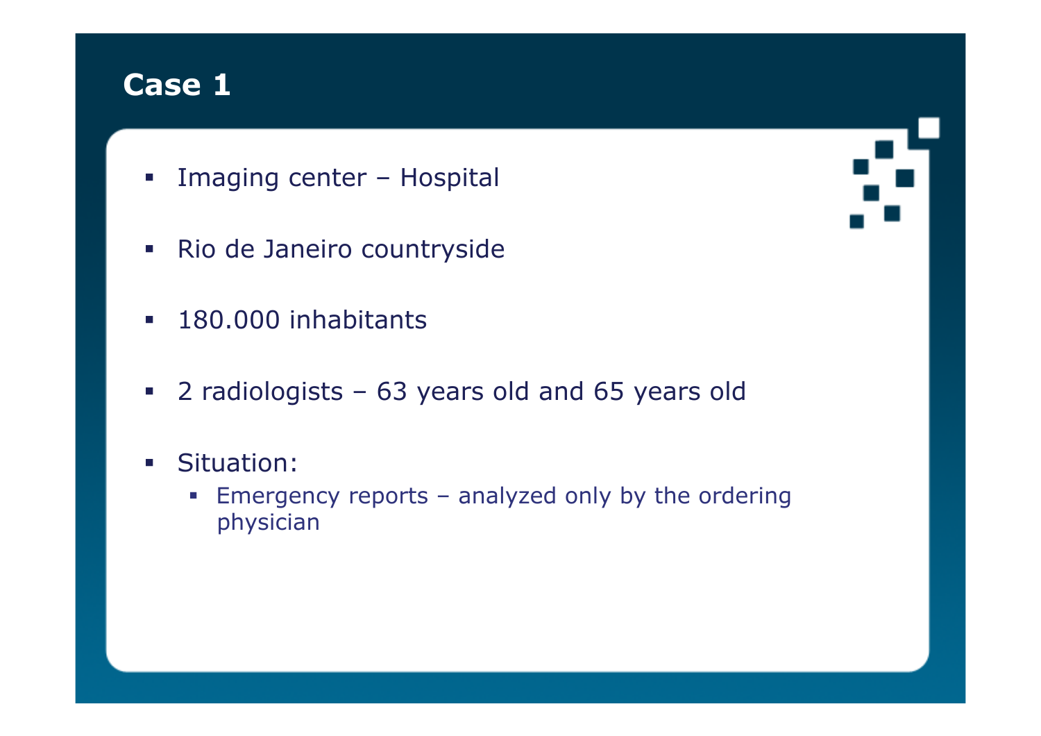# Case 1

- Imaging center – Hospital
- Rio de Janeiro countryside
- 180.000 inhabitants
- 2 radiologists – 63 years old and 65 years old
- Situation:
  - Emergency reports – analyzed only by the ordering physician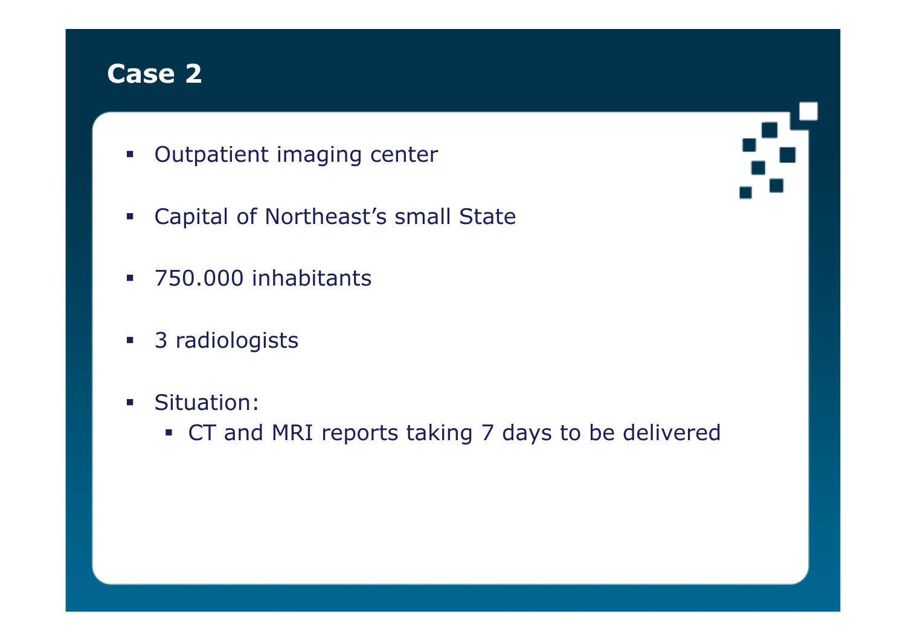# Case 2

- Outpatient imaging center
- Capital of Northeast’s small State
- 750.000 inhabitants
- 3 radiologists
- Situation:
  - CT and MRI reports taking 7 days to be delivered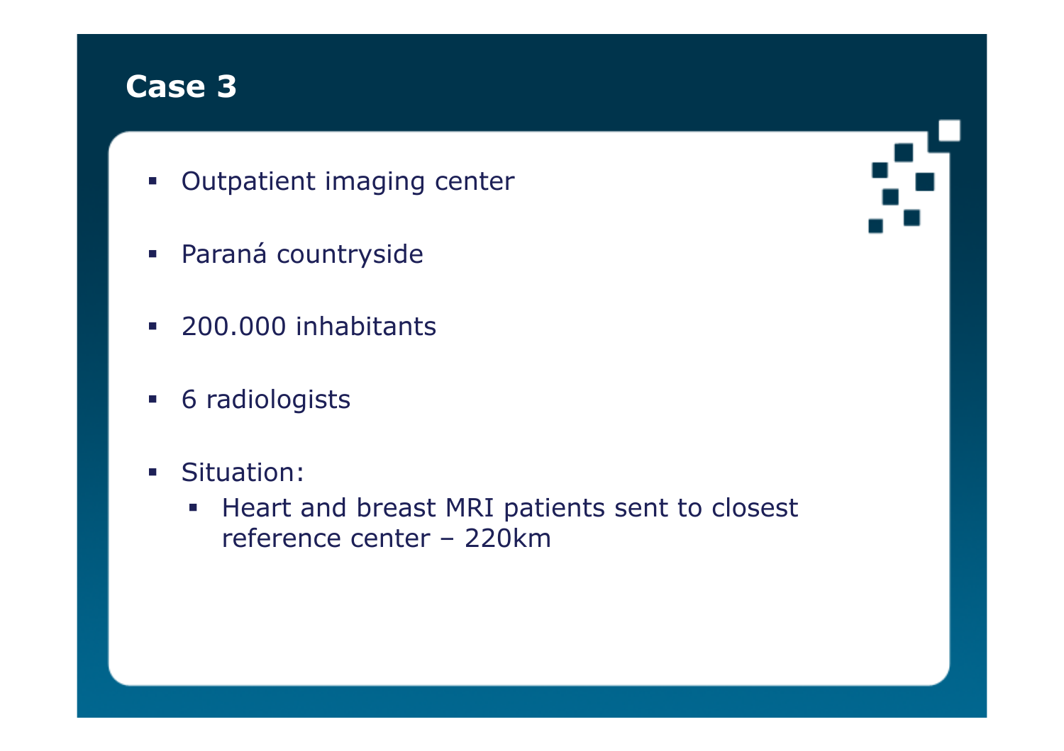# Case 3

- Outpatient imaging center
- Paraná countryside
- 200.000 inhabitants
- 6 radiologists
- Situation:
  - Heart and breast MRI patients sent to closest reference center – 220km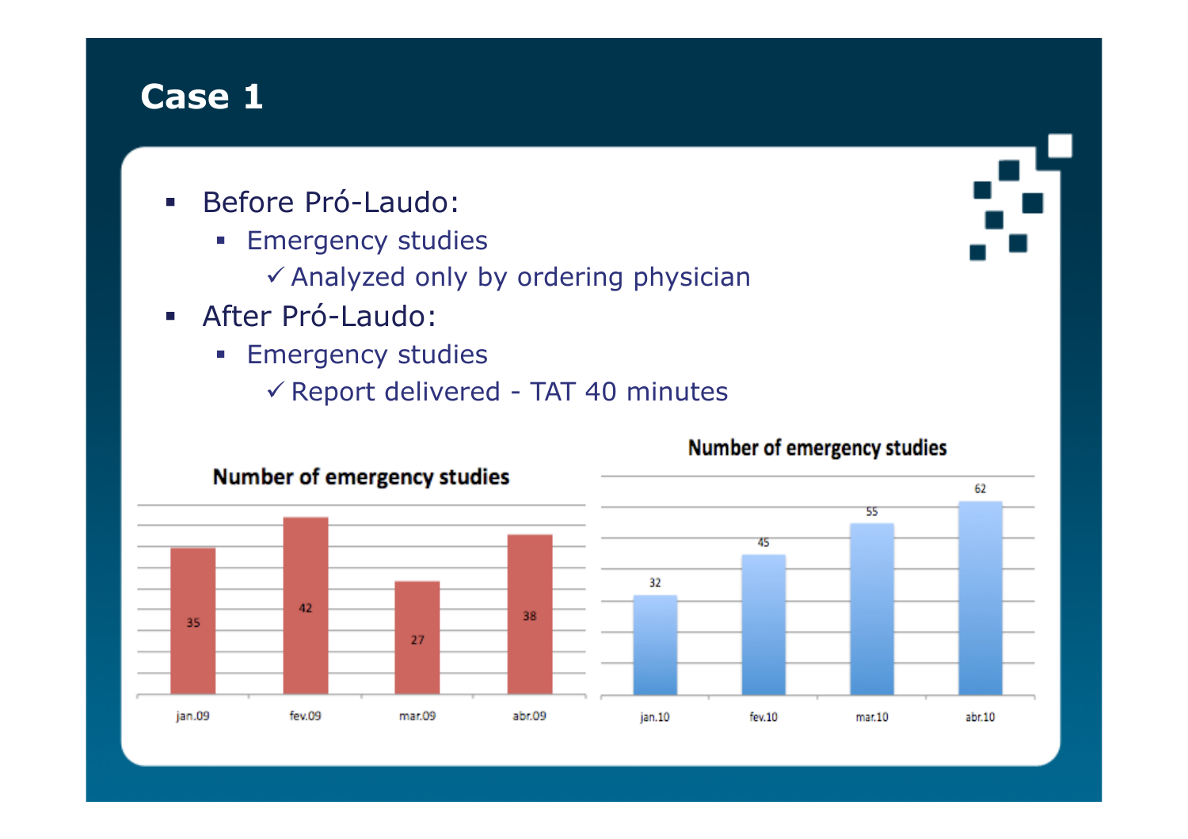# Case 1

- Before Pró-Laudo:
  - Emergency studies
    - ✓ Analyzed only by ordering physician
- After Pró-Laudo:
  - Emergency studies
    - ✓ Report delivered - TAT 40 minutes

**Number of emergency studies**

| jan.09 | fev.09 | mar.09 | abr.09 |
| --- | --- | --- | --- |
| 35 | 42 | 27 | 38 |

**Number of emergency studies**

| jan.10 | fev.10 | mar.10 | abr.10 |
| --- | --- | --- | --- |
| 32 | 45 | 55 | 62 |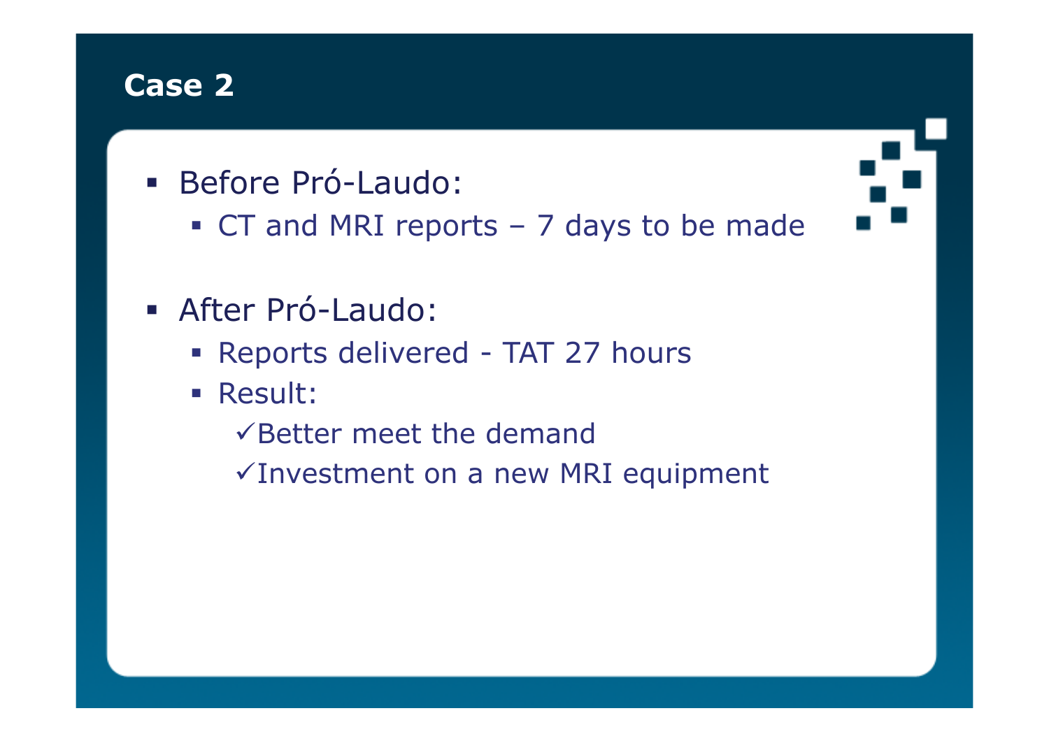# Case 2

- Before Pró-Laudo:
  - CT and MRI reports – 7 days to be made
- After Pró-Laudo:
  - Reports delivered - TAT 27 hours
  - Result:
    - ✓Better meet the demand
    - ✓Investment on a new MRI equipment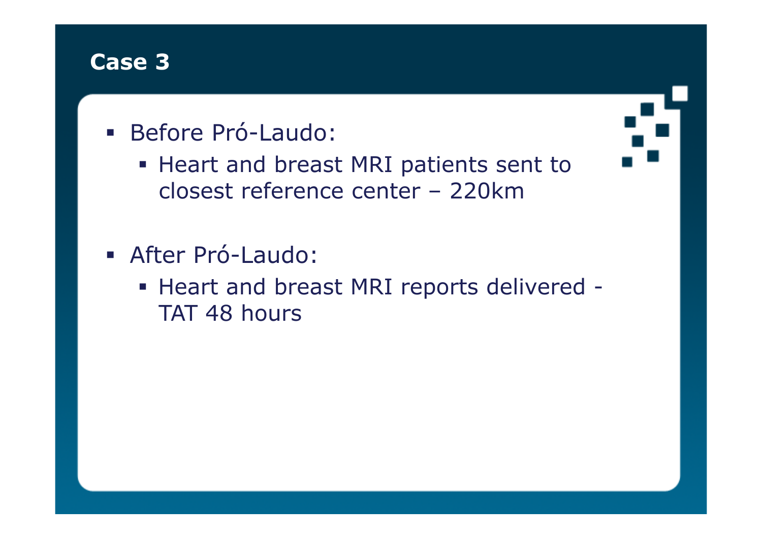# Case 3

- Before Pró-Laudo:
  - Heart and breast MRI patients sent to closest reference center – 220km
- After Pró-Laudo:
  - Heart and breast MRI reports delivered - TAT 48 hours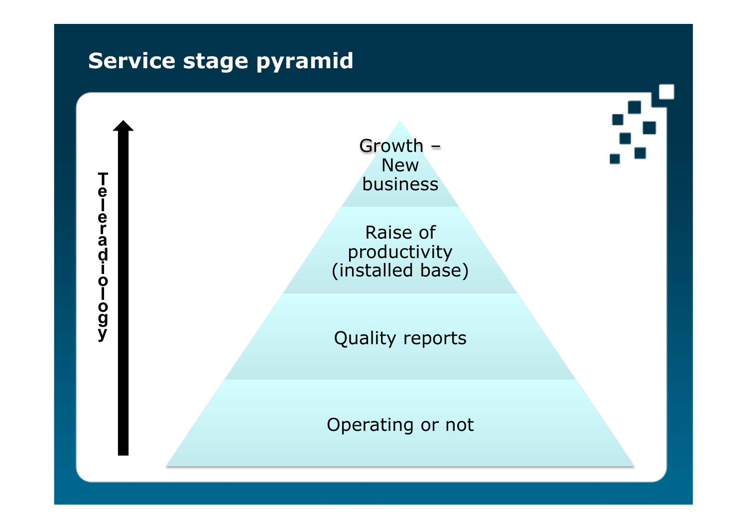# Service stage pyramid

**Teleradiology** (arrow pointing upward)

- Growth – New business
- Raise of productivity (installed base)
- Quality reports
- Operating or not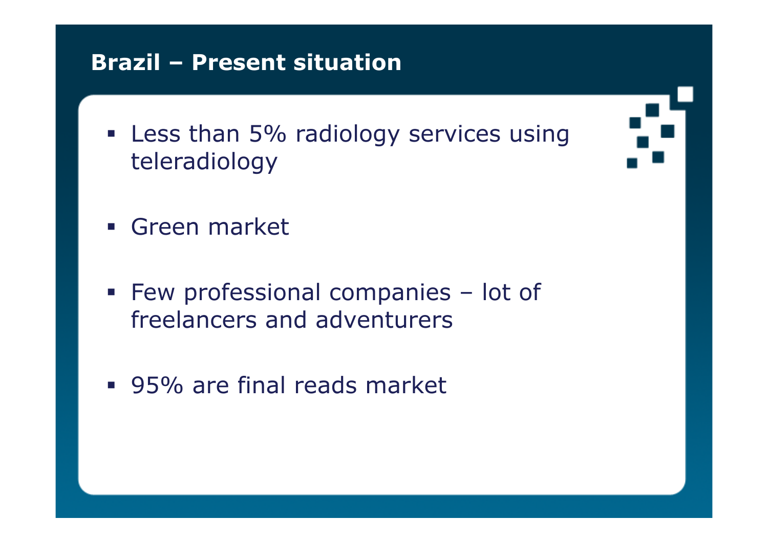# Brazil – Present situation

- Less than 5% radiology services using teleradiology
- Green market
- Few professional companies – lot of freelancers and adventurers
- 95% are final reads market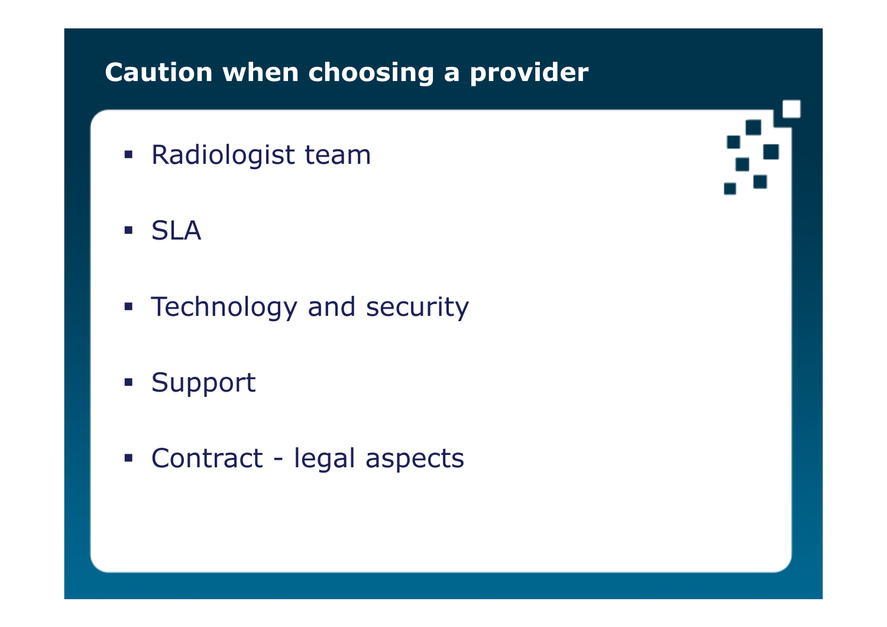# Caution when choosing a provider

- Radiologist team
- SLA
- Technology and security
- Support
- Contract - legal aspects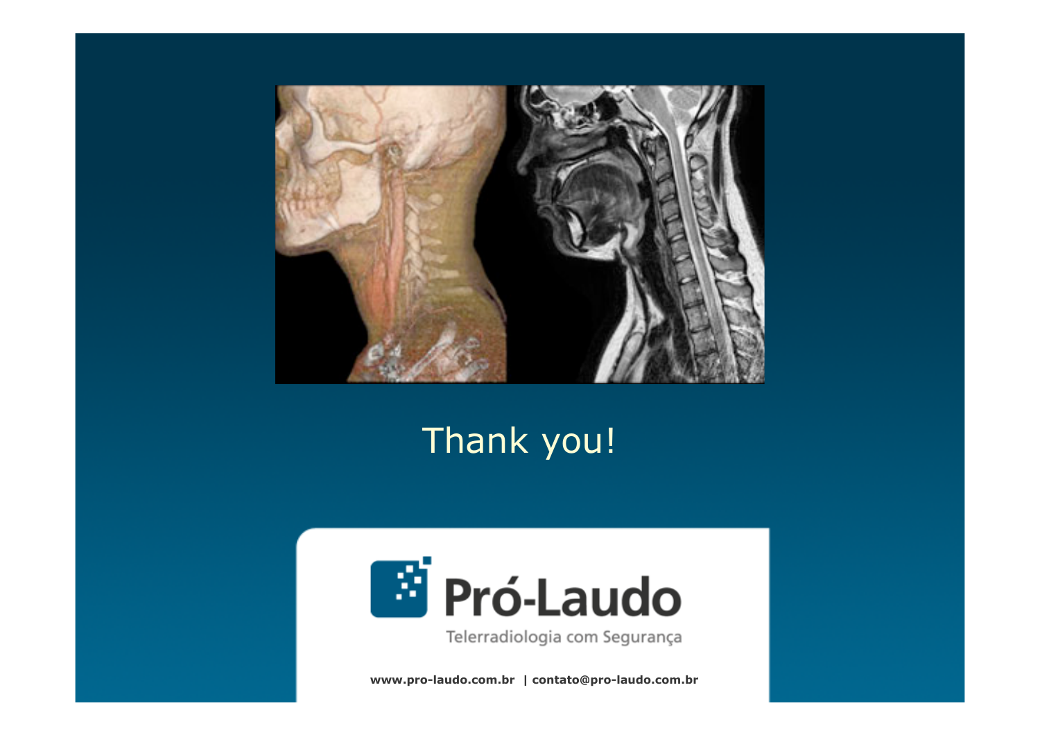Thank you!

Pró-Laudo

Telerradiologia com Segurança

**www.pro-laudo.com.br | contato@pro-laudo.com.br**